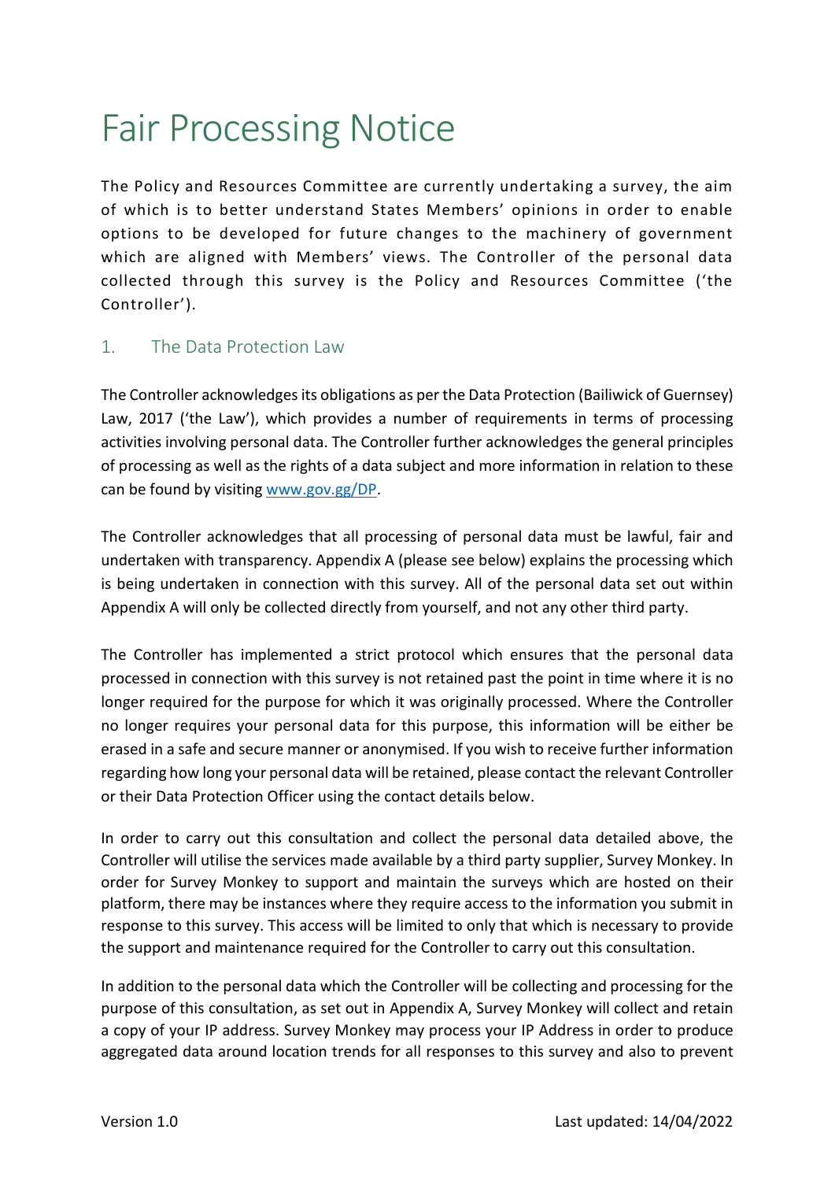# Fair Processing Notice

The Policy and Resources Committee are currently undertaking a survey, the aim of which is to better understand States Members' opinions in order to enable options to be developed for future changes to the machinery of government which are aligned with Members' views. The Controller of the personal data collected through this survey is the Policy and Resources Committee ('the Controller').

## 1. The Data Protection Law

The Controller acknowledges its obligations as per the Data Protection (Bailiwick of Guernsey) Law, 2017 ('the Law'), which provides a number of requirements in terms of processing activities involving personal data. The Controller further acknowledges the general principles of processing as well as the rights of a data subject and more information in relation to these can be found by visiting [www.gov.gg/DP](www.gov.gg/DP).

The Controller acknowledges that all processing of personal data must be lawful, fair and undertaken with transparency. Appendix A (please see below) explains the processing which is being undertaken in connection with this survey. All of the personal data set out within Appendix A will only be collected directly from yourself, and not any other third party.

The Controller has implemented a strict protocol which ensures that the personal data processed in connection with this survey is not retained past the point in time where it is no longer required for the purpose for which it was originally processed. Where the Controller no longer requires your personal data for this purpose, this information will be either be erased in a safe and secure manner or anonymised. If you wish to receive further information regarding how long your personal data will be retained, please contact the relevant Controller or their Data Protection Officer using the contact details below.

In order to carry out this consultation and collect the personal data detailed above, the Controller will utilise the services made available by a third party supplier, Survey Monkey. In order for Survey Monkey to support and maintain the surveys which are hosted on their platform, there may be instances where they require access to the information you submit in response to this survey. This access will be limited to only that which is necessary to provide the support and maintenance required for the Controller to carry out this consultation.

In addition to the personal data which the Controller will be collecting and processing for the purpose of this consultation, as set out in Appendix A, Survey Monkey will collect and retain a copy of your IP address. Survey Monkey may process your IP Address in order to produce aggregated data around location trends for all responses to this survey and also to prevent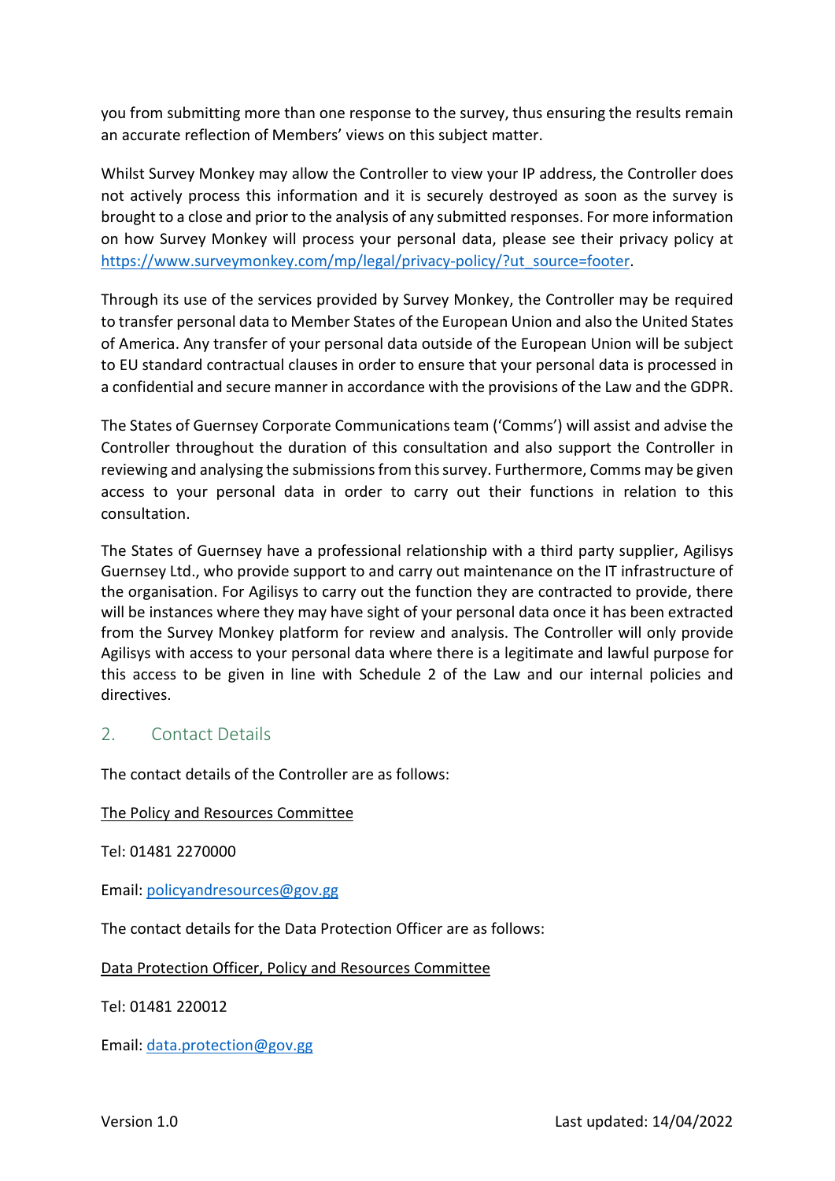you from submitting more than one response to the survey, thus ensuring the results remain an accurate reflection of Members' views on this subject matter.

Whilst Survey Monkey may allow the Controller to view your IP address, the Controller does not actively process this information and it is securely destroyed as soon as the survey is brought to a close and prior to the analysis of any submitted responses. For more information on how Survey Monkey will process your personal data, please see their privacy policy at https://www.surveymonkey.com/mp/legal/privacy-policy/?ut_source=footer.

Through its use of the services provided by Survey Monkey, the Controller may be required to transfer personal data to Member States of the European Union and also the United States of America. Any transfer of your personal data outside of the European Union will be subject to EU standard contractual clauses in order to ensure that your personal data is processed in a confidential and secure manner in accordance with the provisions of the Law and the GDPR.

The States of Guernsey Corporate Communications team ('Comms') will assist and advise the Controller throughout the duration of this consultation and also support the Controller in reviewing and analysing the submissions from this survey. Furthermore, Comms may be given access to your personal data in order to carry out their functions in relation to this consultation.

The States of Guernsey have a professional relationship with a third party supplier, Agilisys Guernsey Ltd., who provide support to and carry out maintenance on the IT infrastructure of the organisation. For Agilisys to carry out the function they are contracted to provide, there will be instances where they may have sight of your personal data once it has been extracted from the Survey Monkey platform for review and analysis. The Controller will only provide Agilisys with access to your personal data where there is a legitimate and lawful purpose for this access to be given in line with Schedule 2 of the Law and our internal policies and directives.

## 2. Contact Details

The contact details of the Controller are as follows:

The Policy and Resources Committee

Tel: 01481 2270000

Email: policyandresources@gov.gg

The contact details for the Data Protection Officer are as follows:

Data Protection Officer, Policy and Resources Committee

Tel: 01481 220012

Email: data.protection@gov.gg

Version 1.0 Last updated: 14/04/2022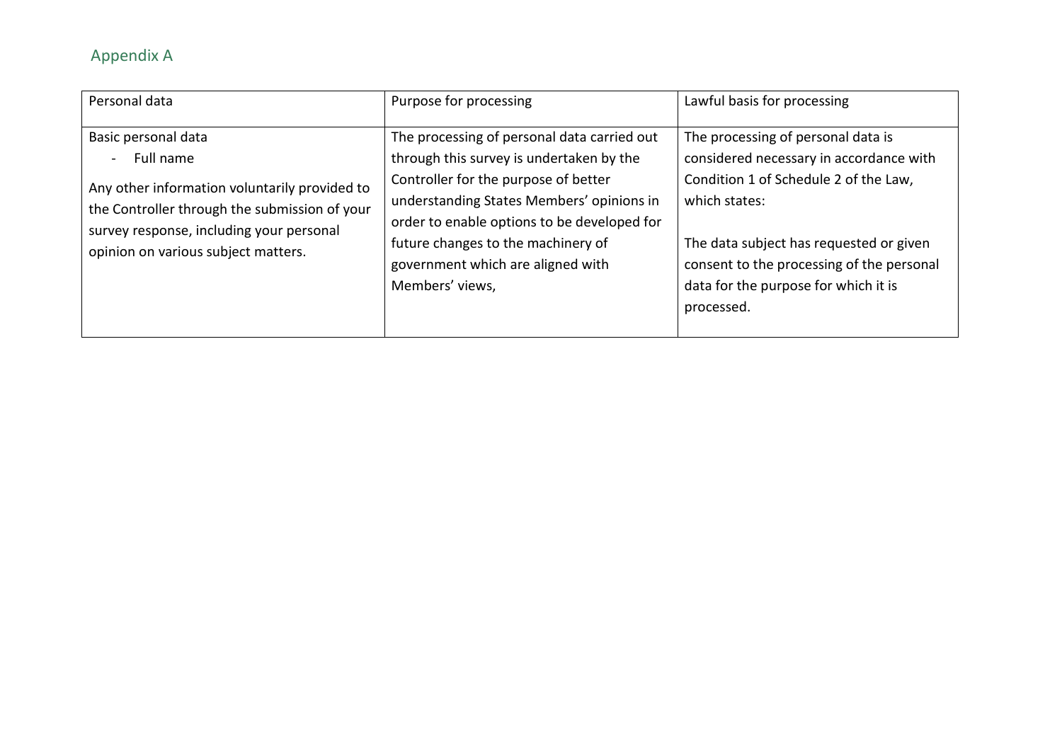## Appendix A

| Personal data | Purpose for processing | Lawful basis for processing |
|---|---|---|
| Basic personal data<br>- Full name<br><br>Any other information voluntarily provided to the Controller through the submission of your survey response, including your personal opinion on various subject matters. | The processing of personal data carried out through this survey is undertaken by the Controller for the purpose of better understanding States Members' opinions in order to enable options to be developed for future changes to the machinery of government which are aligned with Members' views, | The processing of personal data is considered necessary in accordance with Condition 1 of Schedule 2 of the Law, which states:<br><br>The data subject has requested or given consent to the processing of the personal data for the purpose for which it is processed. |